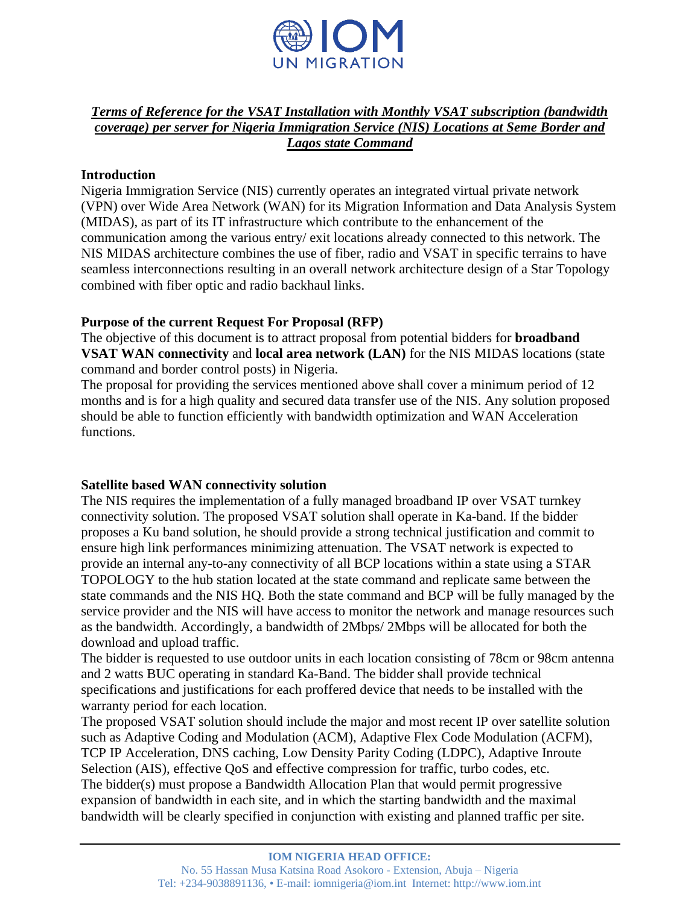***Terms of Reference for the VSAT Installation with Monthly VSAT subscription (bandwidth coverage) per server for Nigeria Immigration Service (NIS) Locations at Seme Border and Lagos state Command***

**Introduction**

Nigeria Immigration Service (NIS) currently operates an integrated virtual private network (VPN) over Wide Area Network (WAN) for its Migration Information and Data Analysis System (MIDAS), as part of its IT infrastructure which contribute to the enhancement of the communication among the various entry/ exit locations already connected to this network. The NIS MIDAS architecture combines the use of fiber, radio and VSAT in specific terrains to have seamless interconnections resulting in an overall network architecture design of a Star Topology combined with fiber optic and radio backhaul links.

**Purpose of the current Request For Proposal (RFP)**

The objective of this document is to attract proposal from potential bidders for **broadband VSAT WAN connectivity** and **local area network (LAN)** for the NIS MIDAS locations (state command and border control posts) in Nigeria.

The proposal for providing the services mentioned above shall cover a minimum period of 12 months and is for a high quality and secured data transfer use of the NIS. Any solution proposed should be able to function efficiently with bandwidth optimization and WAN Acceleration functions.

**Satellite based WAN connectivity solution**

The NIS requires the implementation of a fully managed broadband IP over VSAT turnkey connectivity solution. The proposed VSAT solution shall operate in Ka-band. If the bidder proposes a Ku band solution, he should provide a strong technical justification and commit to ensure high link performances minimizing attenuation. The VSAT network is expected to provide an internal any-to-any connectivity of all BCP locations within a state using a STAR TOPOLOGY to the hub station located at the state command and replicate same between the state commands and the NIS HQ. Both the state command and BCP will be fully managed by the service provider and the NIS will have access to monitor the network and manage resources such as the bandwidth. Accordingly, a bandwidth of 2Mbps/ 2Mbps will be allocated for both the download and upload traffic.

The bidder is requested to use outdoor units in each location consisting of 78cm or 98cm antenna and 2 watts BUC operating in standard Ka-Band. The bidder shall provide technical specifications and justifications for each proffered device that needs to be installed with the warranty period for each location.

The proposed VSAT solution should include the major and most recent IP over satellite solution such as Adaptive Coding and Modulation (ACM), Adaptive Flex Code Modulation (ACFM), TCP IP Acceleration, DNS caching, Low Density Parity Coding (LDPC), Adaptive Inroute Selection (AIS), effective QoS and effective compression for traffic, turbo codes, etc.

The bidder(s) must propose a Bandwidth Allocation Plan that would permit progressive expansion of bandwidth in each site, and in which the starting bandwidth and the maximal bandwidth will be clearly specified in conjunction with existing and planned traffic per site.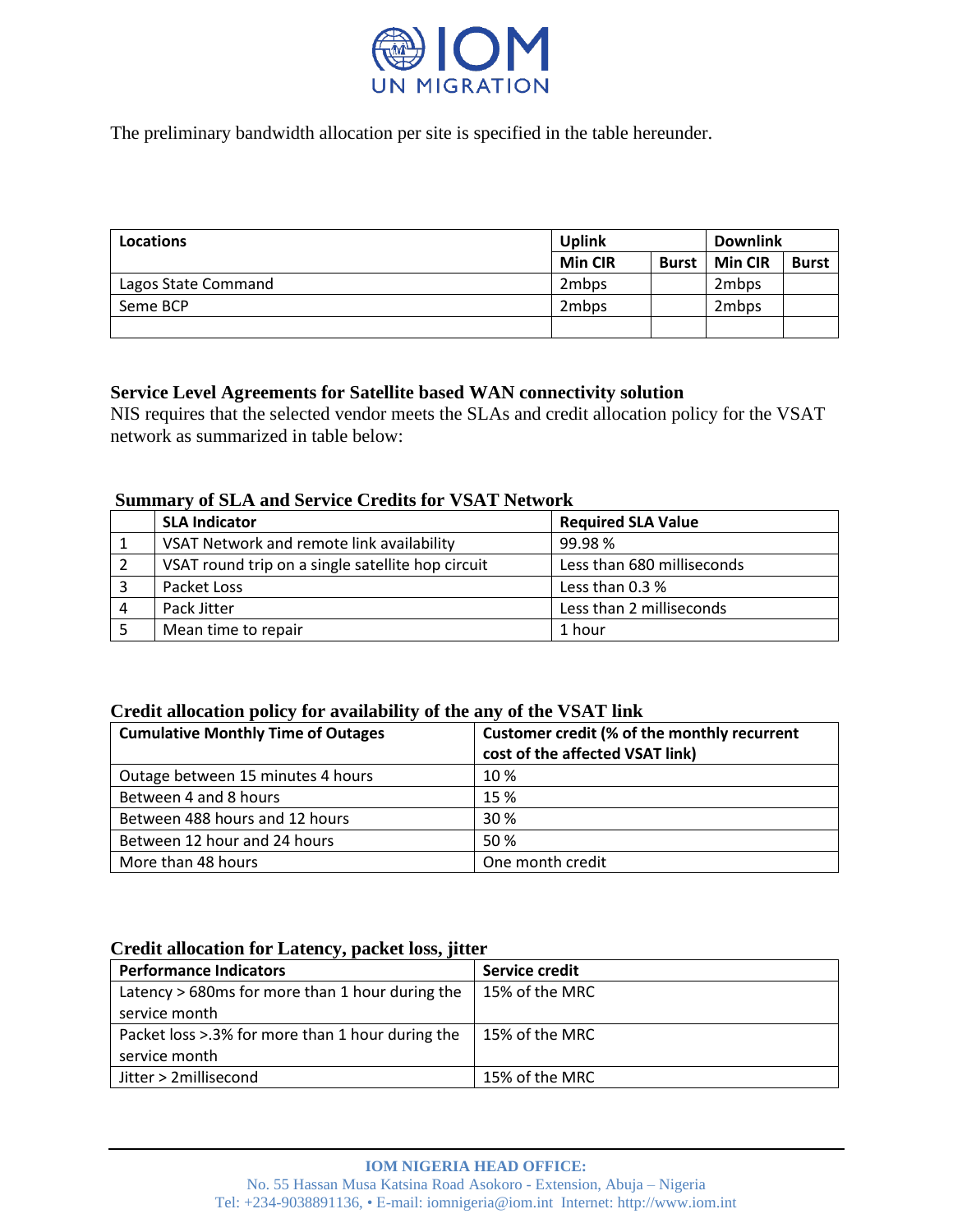The preliminary bandwidth allocation per site is specified in the table hereunder.

| Locations | Uplink | | Downlink | |
|---|---|---|---|---|
| | Min CIR | Burst | Min CIR | Burst |
| Lagos State Command | 2mbps | | 2mbps | |
| Seme BCP | 2mbps | | 2mbps | |
| | | | | |

**Service Level Agreements for Satellite based WAN connectivity solution**

NIS requires that the selected vendor meets the SLAs and credit allocation policy for the VSAT network as summarized in table below:

**Summary of SLA and Service Credits for VSAT Network**

| | SLA Indicator | Required SLA Value |
|---|---|---|
| 1 | VSAT Network and remote link availability | 99.98 % |
| 2 | VSAT round trip on a single satellite hop circuit | Less than 680 milliseconds |
| 3 | Packet Loss | Less than 0.3 % |
| 4 | Pack Jitter | Less than 2 milliseconds |
| 5 | Mean time to repair | 1 hour |

**Credit allocation policy for availability of the any of the VSAT link**

| Cumulative Monthly Time of Outages | Customer credit (% of the monthly recurrent cost of the affected VSAT link) |
|---|---|
| Outage between 15 minutes 4 hours | 10 % |
| Between 4 and 8 hours | 15 % |
| Between 488 hours and 12 hours | 30 % |
| Between 12 hour and 24 hours | 50 % |
| More than 48 hours | One month credit |

**Credit allocation for Latency, packet loss, jitter**

| Performance Indicators | Service credit |
|---|---|
| Latency > 680ms for more than 1 hour during the service month | 15% of the MRC |
| Packet loss >.3% for more than 1 hour during the service month | 15% of the MRC |
| Jitter > 2millisecond | 15% of the MRC |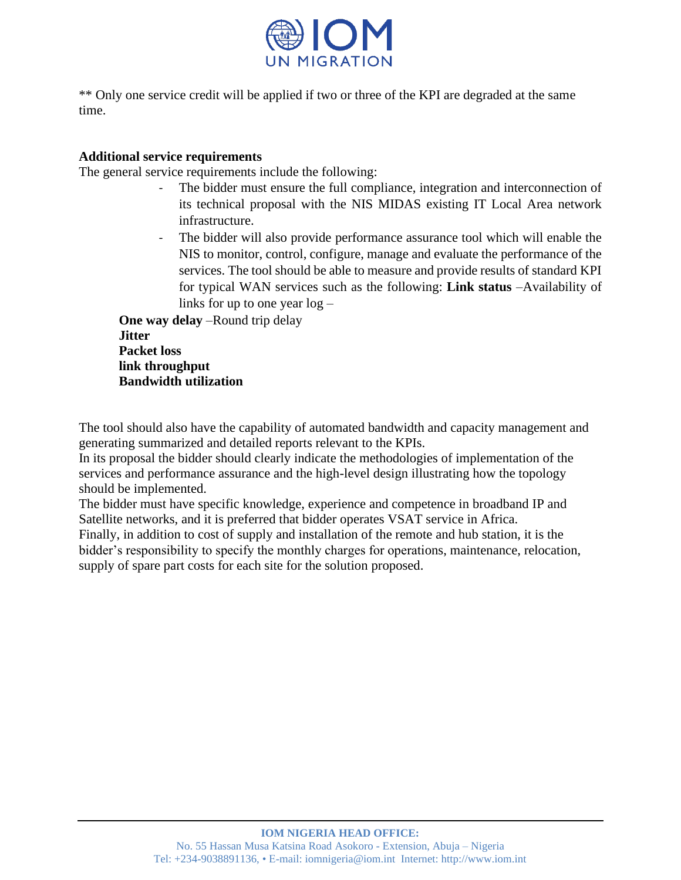** Only one service credit will be applied if two or three of the KPI are degraded at the same time.

**Additional service requirements**

The general service requirements include the following:

- The bidder must ensure the full compliance, integration and interconnection of its technical proposal with the NIS MIDAS existing IT Local Area network infrastructure.
- The bidder will also provide performance assurance tool which will enable the NIS to monitor, control, configure, manage and evaluate the performance of the services. The tool should be able to measure and provide results of standard KPI for typical WAN services such as the following: **Link status** –Availability of links for up to one year log –

**One way delay** –Round trip delay
**Jitter**
**Packet loss**
**link throughput**
**Bandwidth utilization**

The tool should also have the capability of automated bandwidth and capacity management and generating summarized and detailed reports relevant to the KPIs.

In its proposal the bidder should clearly indicate the methodologies of implementation of the services and performance assurance and the high-level design illustrating how the topology should be implemented.

The bidder must have specific knowledge, experience and competence in broadband IP and Satellite networks, and it is preferred that bidder operates VSAT service in Africa.

Finally, in addition to cost of supply and installation of the remote and hub station, it is the bidder's responsibility to specify the monthly charges for operations, maintenance, relocation, supply of spare part costs for each site for the solution proposed.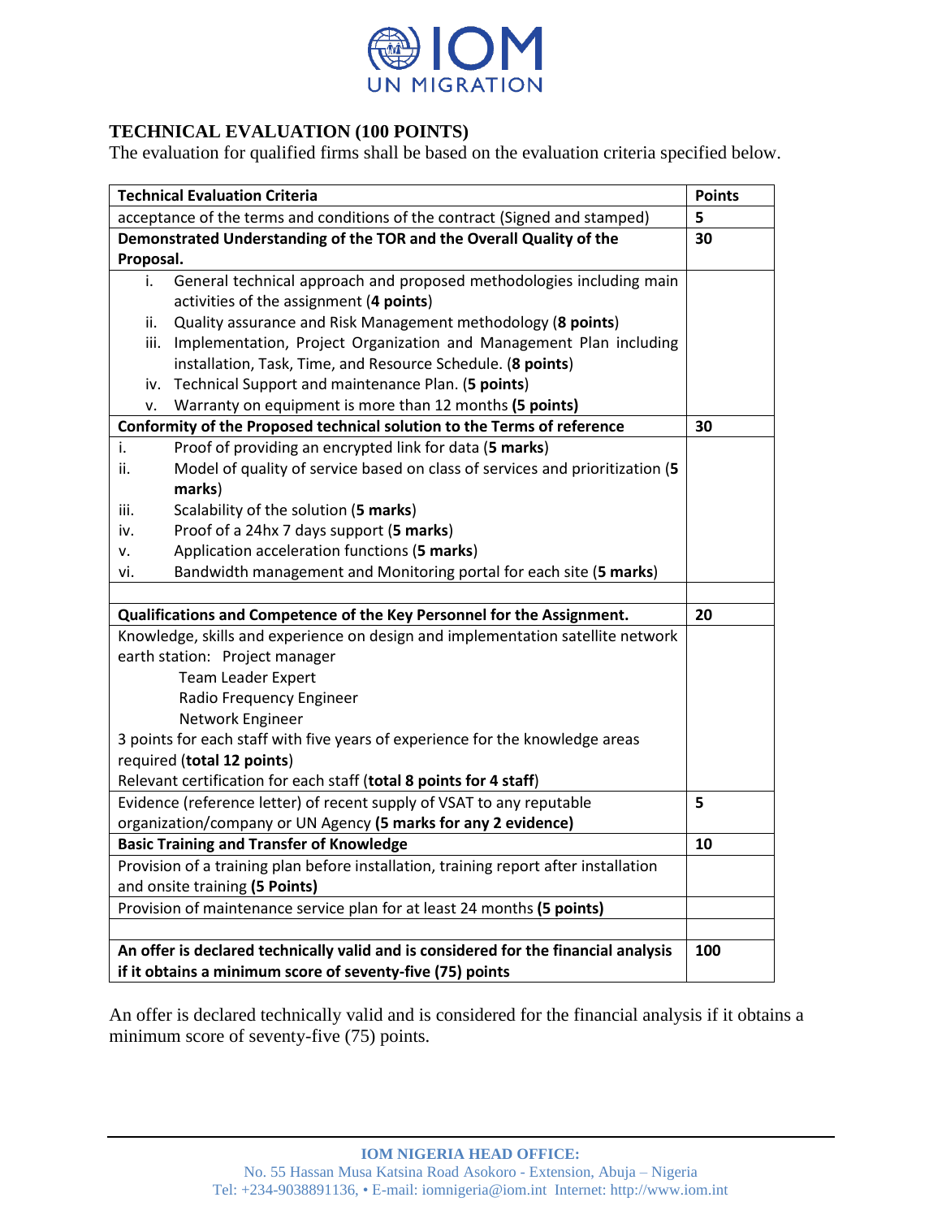### TECHNICAL EVALUATION (100 POINTS)

The evaluation for qualified firms shall be based on the evaluation criteria specified below.

| **Technical Evaluation Criteria** | **Points** |
|---|---|
| acceptance of the terms and conditions of the contract (Signed and stamped) | **5** |
| **Demonstrated Understanding of the TOR and the Overall Quality of the Proposal.** | **30** |
| i. General technical approach and proposed methodologies including main activities of the assignment (**4 points**)<br>ii. Quality assurance and Risk Management methodology (**8 points**)<br>iii. Implementation, Project Organization and Management Plan including installation, Task, Time, and Resource Schedule. (**8 points**)<br>iv. Technical Support and maintenance Plan. (**5 points**)<br>v. Warranty on equipment is more than 12 months **(5 points)** | |
| **Conformity of the Proposed technical solution to the Terms of reference** | **30** |
| i. Proof of providing an encrypted link for data (**5 marks**)<br>ii. Model of quality of service based on class of services and prioritization (**5 marks**)<br>iii. Scalability of the solution (**5 marks**)<br>iv. Proof of a 24hx 7 days support (**5 marks**)<br>v. Application acceleration functions (**5 marks**)<br>vi. Bandwidth management and Monitoring portal for each site (**5 marks**) | |
| | |
| **Qualifications and Competence of the Key Personnel for the Assignment.** | **20** |
| Knowledge, skills and experience on design and implementation satellite network earth station: Project manager<br>Team Leader Expert<br>Radio Frequency Engineer<br>Network Engineer<br>3 points for each staff with five years of experience for the knowledge areas required (**total 12 points**)<br>Relevant certification for each staff (**total 8 points for 4 staff**) | |
| Evidence (reference letter) of recent supply of VSAT to any reputable organization/company or UN Agency **(5 marks for any 2 evidence)** | **5** |
| **Basic Training and Transfer of Knowledge** | **10** |
| Provision of a training plan before installation, training report after installation and onsite training **(5 Points)** | |
| Provision of maintenance service plan for at least 24 months **(5 points)** | |
| | |
| **An offer is declared technically valid and is considered for the financial analysis if it obtains a minimum score of seventy-five (75) points** | **100** |

An offer is declared technically valid and is considered for the financial analysis if it obtains a minimum score of seventy-five (75) points.